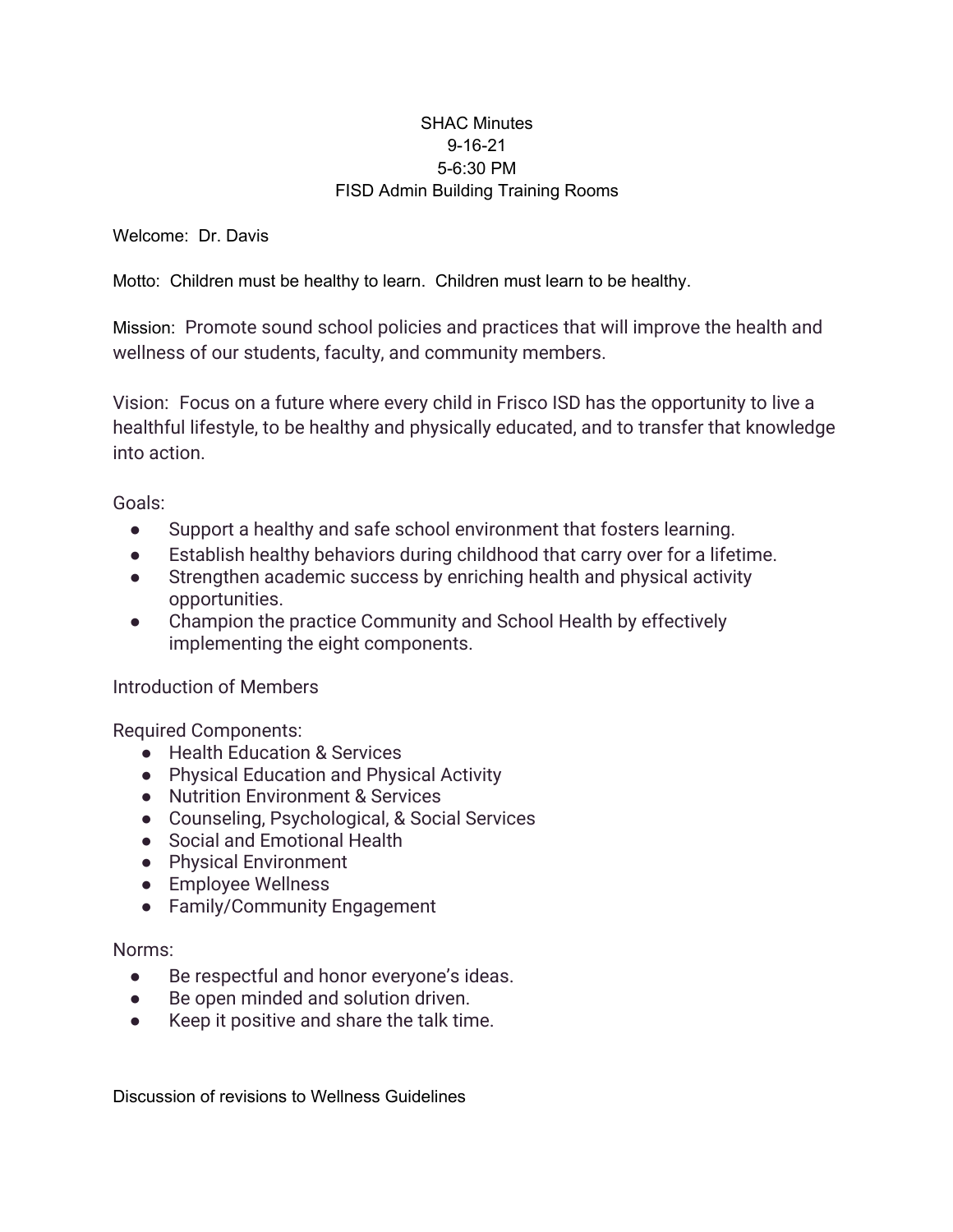# SHAC Minutes
9-16-21
5-6:30 PM
FISD Admin Building Training Rooms

Welcome: Dr. Davis

Motto: Children must be healthy to learn. Children must learn to be healthy.

Mission: Promote sound school policies and practices that will improve the health and wellness of our students, faculty, and community members.

Vision: Focus on a future where every child in Frisco ISD has the opportunity to live a healthful lifestyle, to be healthy and physically educated, and to transfer that knowledge into action.

Goals:

- Support a healthy and safe school environment that fosters learning.
- Establish healthy behaviors during childhood that carry over for a lifetime.
- Strengthen academic success by enriching health and physical activity opportunities.
- Champion the practice Community and School Health by effectively implementing the eight components.

Introduction of Members

Required Components:

- Health Education & Services
- Physical Education and Physical Activity
- Nutrition Environment & Services
- Counseling, Psychological, & Social Services
- Social and Emotional Health
- Physical Environment
- Employee Wellness
- Family/Community Engagement

Norms:

- Be respectful and honor everyone's ideas.
- Be open minded and solution driven.
- Keep it positive and share the talk time.

Discussion of revisions to Wellness Guidelines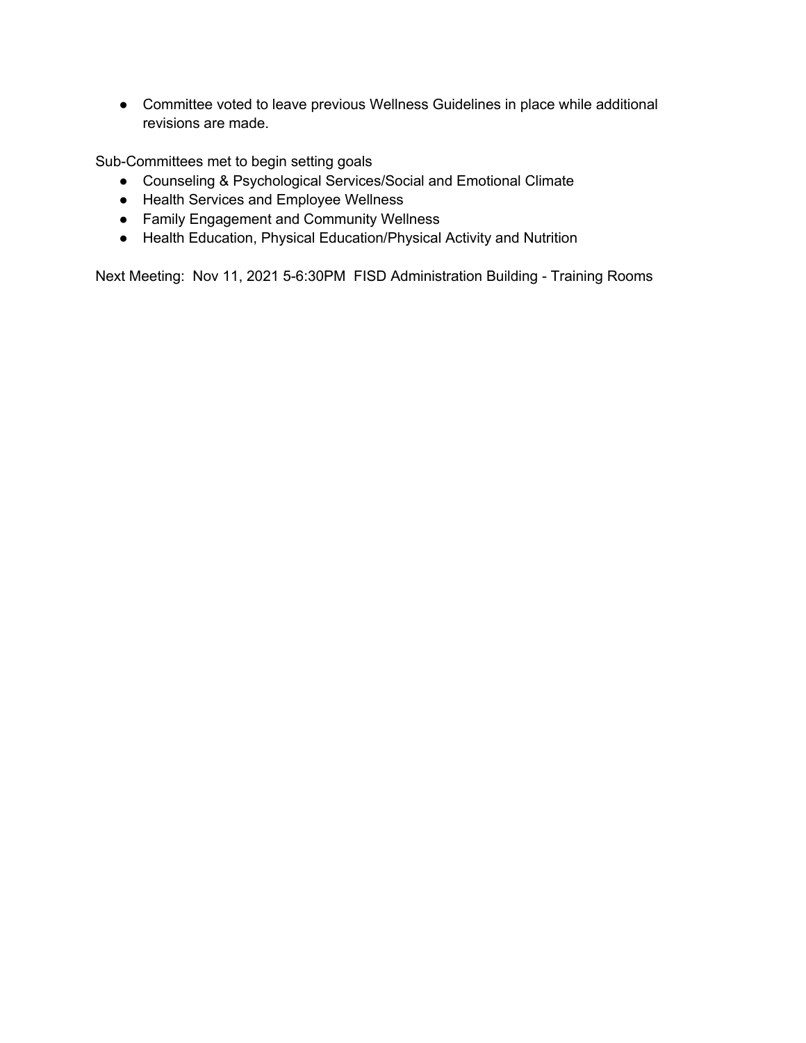- Committee voted to leave previous Wellness Guidelines in place while additional revisions are made.

Sub-Committees met to begin setting goals

- Counseling & Psychological Services/Social and Emotional Climate
- Health Services and Employee Wellness
- Family Engagement and Community Wellness
- Health Education, Physical Education/Physical Activity and Nutrition

Next Meeting: Nov 11, 2021 5-6:30PM FISD Administration Building - Training Rooms